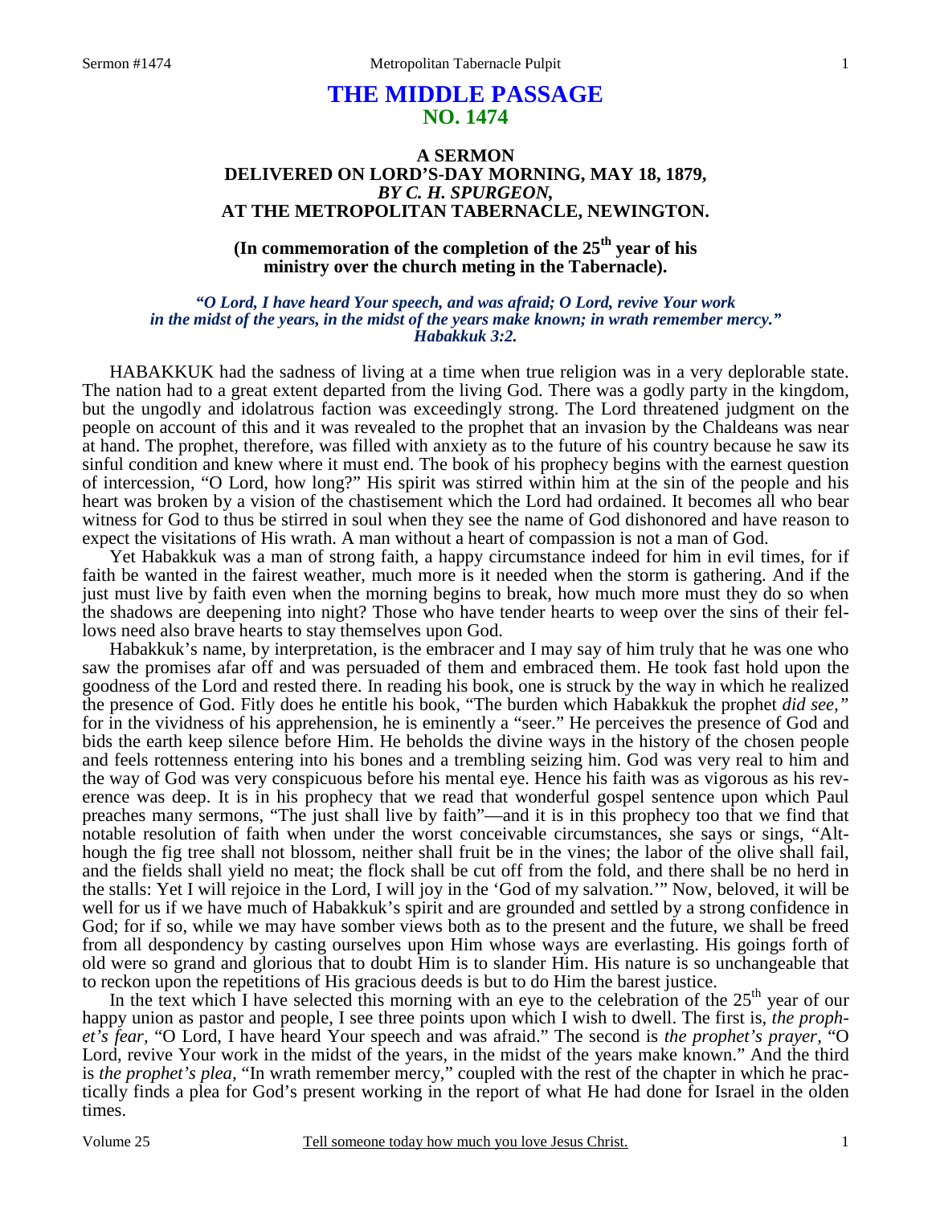# THE MIDDLE PASSAGE
## NO. 1474

### A SERMON
### DELIVERED ON LORD'S-DAY MORNING, MAY 18, 1879,
### *BY C. H. SPURGEON,*
### AT THE METROPOLITAN TABERNACLE, NEWINGTON.

**(In commemoration of the completion of the 25th year of his ministry over the church meting in the Tabernacle).**

***"O Lord, I have heard Your speech, and was afraid; O Lord, revive Your work in the midst of the years, in the midst of the years make known; in wrath remember mercy." Habakkuk 3:2.***

HABAKKUK had the sadness of living at a time when true religion was in a very deplorable state. The nation had to a great extent departed from the living God. There was a godly party in the kingdom, but the ungodly and idolatrous faction was exceedingly strong. The Lord threatened judgment on the people on account of this and it was revealed to the prophet that an invasion by the Chaldeans was near at hand. The prophet, therefore, was filled with anxiety as to the future of his country because he saw its sinful condition and knew where it must end. The book of his prophecy begins with the earnest question of intercession, "O Lord, how long?" His spirit was stirred within him at the sin of the people and his heart was broken by a vision of the chastisement which the Lord had ordained. It becomes all who bear witness for God to thus be stirred in soul when they see the name of God dishonored and have reason to expect the visitations of His wrath. A man without a heart of compassion is not a man of God.

Yet Habakkuk was a man of strong faith, a happy circumstance indeed for him in evil times, for if faith be wanted in the fairest weather, much more is it needed when the storm is gathering. And if the just must live by faith even when the morning begins to break, how much more must they do so when the shadows are deepening into night? Those who have tender hearts to weep over the sins of their fellows need also brave hearts to stay themselves upon God.

Habakkuk's name, by interpretation, is the embracer and I may say of him truly that he was one who saw the promises afar off and was persuaded of them and embraced them. He took fast hold upon the goodness of the Lord and rested there. In reading his book, one is struck by the way in which he realized the presence of God. Fitly does he entitle his book, "The burden which Habakkuk the prophet *did see,"* for in the vividness of his apprehension, he is eminently a "seer." He perceives the presence of God and bids the earth keep silence before Him. He beholds the divine ways in the history of the chosen people and feels rottenness entering into his bones and a trembling seizing him. God was very real to him and the way of God was very conspicuous before his mental eye. Hence his faith was as vigorous as his reverence was deep. It is in his prophecy that we read that wonderful gospel sentence upon which Paul preaches many sermons, "The just shall live by faith"—and it is in this prophecy too that we find that notable resolution of faith when under the worst conceivable circumstances, she says or sings, "Although the fig tree shall not blossom, neither shall fruit be in the vines; the labor of the olive shall fail, and the fields shall yield no meat; the flock shall be cut off from the fold, and there shall be no herd in the stalls: Yet I will rejoice in the Lord, I will joy in the 'God of my salvation.'" Now, beloved, it will be well for us if we have much of Habakkuk's spirit and are grounded and settled by a strong confidence in God; for if so, while we may have somber views both as to the present and the future, we shall be freed from all despondency by casting ourselves upon Him whose ways are everlasting. His goings forth of old were so grand and glorious that to doubt Him is to slander Him. His nature is so unchangeable that to reckon upon the repetitions of His gracious deeds is but to do Him the barest justice.

In the text which I have selected this morning with an eye to the celebration of the 25th year of our happy union as pastor and people, I see three points upon which I wish to dwell. The first is, *the prophet's fear,* "O Lord, I have heard Your speech and was afraid." The second is *the prophet's prayer,* "O Lord, revive Your work in the midst of the years, in the midst of the years make known." And the third is *the prophet's plea,* "In wrath remember mercy," coupled with the rest of the chapter in which he practically finds a plea for God's present working in the report of what He had done for Israel in the olden times.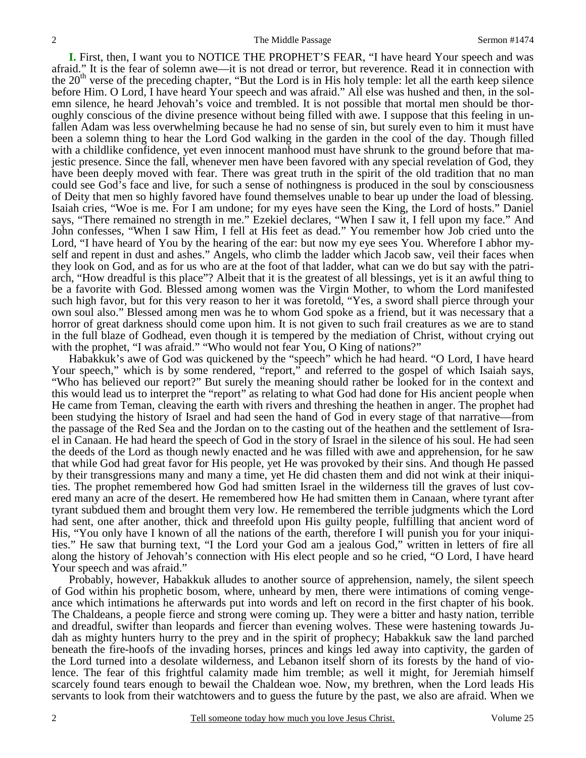**I.** First, then, I want you to NOTICE THE PROPHET'S FEAR, "I have heard Your speech and was afraid." It is the fear of solemn awe—it is not dread or terror, but reverence. Read it in connection with the 20th verse of the preceding chapter, "But the Lord is in His holy temple: let all the earth keep silence before Him. O Lord, I have heard Your speech and was afraid." All else was hushed and then, in the solemn silence, he heard Jehovah's voice and trembled. It is not possible that mortal men should be thoroughly conscious of the divine presence without being filled with awe. I suppose that this feeling in unfallen Adam was less overwhelming because he had no sense of sin, but surely even to him it must have been a solemn thing to hear the Lord God walking in the garden in the cool of the day. Though filled with a childlike confidence, yet even innocent manhood must have shrunk to the ground before that majestic presence. Since the fall, whenever men have been favored with any special revelation of God, they have been deeply moved with fear. There was great truth in the spirit of the old tradition that no man could see God's face and live, for such a sense of nothingness is produced in the soul by consciousness of Deity that men so highly favored have found themselves unable to bear up under the load of blessing. Isaiah cries, "Woe is me. For I am undone; for my eyes have seen the King, the Lord of hosts." Daniel says, "There remained no strength in me." Ezekiel declares, "When I saw it, I fell upon my face." And John confesses, "When I saw Him, I fell at His feet as dead." You remember how Job cried unto the Lord, "I have heard of You by the hearing of the ear: but now my eye sees You. Wherefore I abhor myself and repent in dust and ashes." Angels, who climb the ladder which Jacob saw, veil their faces when they look on God, and as for us who are at the foot of that ladder, what can we do but say with the patriarch, "How dreadful is this place"? Albeit that it is the greatest of all blessings, yet is it an awful thing to be a favorite with God. Blessed among women was the Virgin Mother, to whom the Lord manifested such high favor, but for this very reason to her it was foretold, "Yes, a sword shall pierce through your own soul also." Blessed among men was he to whom God spoke as a friend, but it was necessary that a horror of great darkness should come upon him. It is not given to such frail creatures as we are to stand in the full blaze of Godhead, even though it is tempered by the mediation of Christ, without crying out with the prophet, "I was afraid." "Who would not fear You, O King of nations?"

Habakkuk's awe of God was quickened by the "speech" which he had heard. "O Lord, I have heard Your speech," which is by some rendered, "report," and referred to the gospel of which Isaiah says, "Who has believed our report?" But surely the meaning should rather be looked for in the context and this would lead us to interpret the "report" as relating to what God had done for His ancient people when He came from Teman, cleaving the earth with rivers and threshing the heathen in anger. The prophet had been studying the history of Israel and had seen the hand of God in every stage of that narrative—from the passage of the Red Sea and the Jordan on to the casting out of the heathen and the settlement of Israel in Canaan. He had heard the speech of God in the story of Israel in the silence of his soul. He had seen the deeds of the Lord as though newly enacted and he was filled with awe and apprehension, for he saw that while God had great favor for His people, yet He was provoked by their sins. And though He passed by their transgressions many and many a time, yet He did chasten them and did not wink at their iniquities. The prophet remembered how God had smitten Israel in the wilderness till the graves of lust covered many an acre of the desert. He remembered how He had smitten them in Canaan, where tyrant after tyrant subdued them and brought them very low. He remembered the terrible judgments which the Lord had sent, one after another, thick and threefold upon His guilty people, fulfilling that ancient word of His, "You only have I known of all the nations of the earth, therefore I will punish you for your iniquities." He saw that burning text, "I the Lord your God am a jealous God," written in letters of fire all along the history of Jehovah's connection with His elect people and so he cried, "O Lord, I have heard Your speech and was afraid."

Probably, however, Habakkuk alludes to another source of apprehension, namely, the silent speech of God within his prophetic bosom, where, unheard by men, there were intimations of coming vengeance which intimations he afterwards put into words and left on record in the first chapter of his book. The Chaldeans, a people fierce and strong were coming up. They were a bitter and hasty nation, terrible and dreadful, swifter than leopards and fiercer than evening wolves. These were hastening towards Judah as mighty hunters hurry to the prey and in the spirit of prophecy; Habakkuk saw the land parched beneath the fire-hoofs of the invading horses, princes and kings led away into captivity, the garden of the Lord turned into a desolate wilderness, and Lebanon itself shorn of its forests by the hand of violence. The fear of this frightful calamity made him tremble; as well it might, for Jeremiah himself scarcely found tears enough to bewail the Chaldean woe. Now, my brethren, when the Lord leads His servants to look from their watchtowers and to guess the future by the past, we also are afraid. When we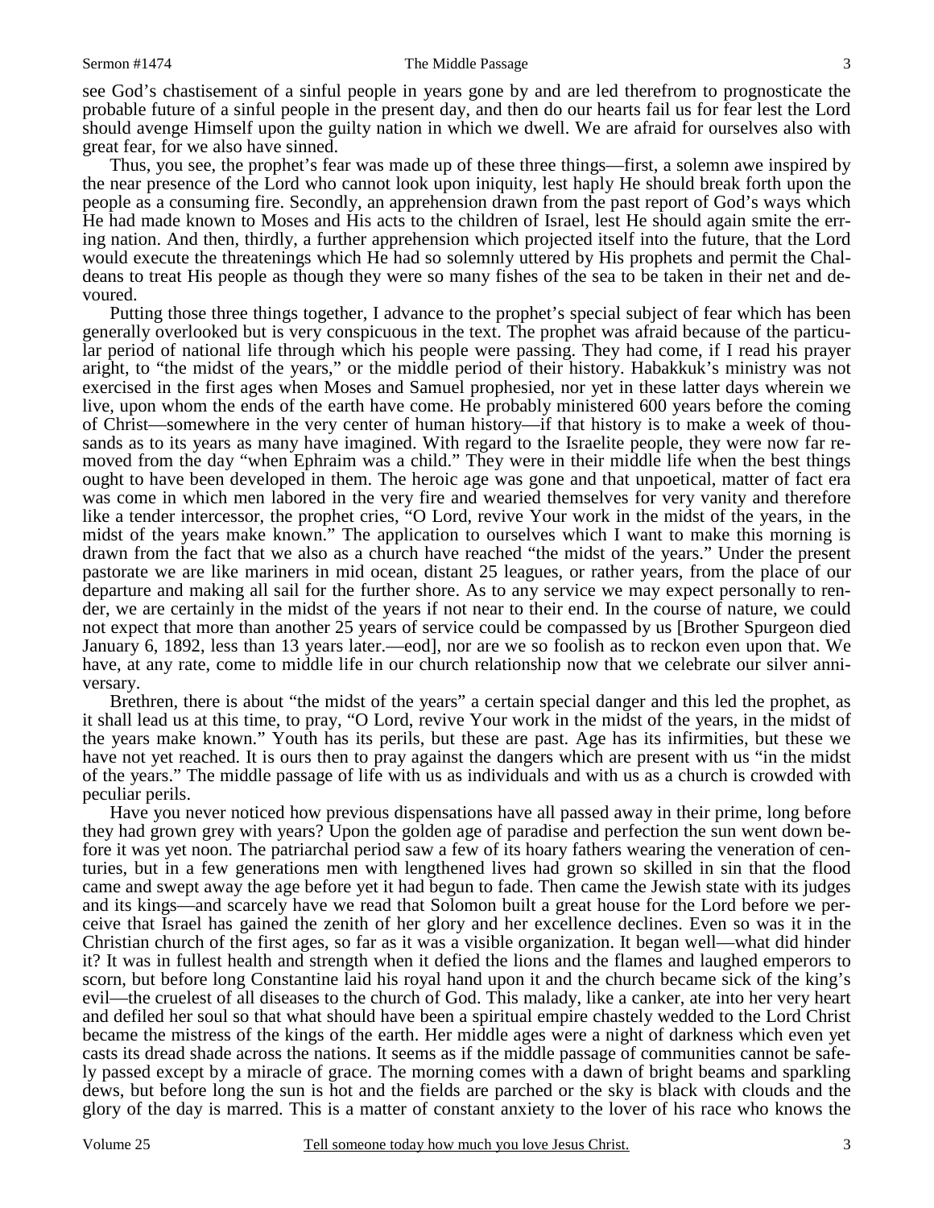see God's chastisement of a sinful people in years gone by and are led therefrom to prognosticate the probable future of a sinful people in the present day, and then do our hearts fail us for fear lest the Lord should avenge Himself upon the guilty nation in which we dwell. We are afraid for ourselves also with great fear, for we also have sinned.

Thus, you see, the prophet's fear was made up of these three things—first, a solemn awe inspired by the near presence of the Lord who cannot look upon iniquity, lest haply He should break forth upon the people as a consuming fire. Secondly, an apprehension drawn from the past report of God's ways which He had made known to Moses and His acts to the children of Israel, lest He should again smite the erring nation. And then, thirdly, a further apprehension which projected itself into the future, that the Lord would execute the threatenings which He had so solemnly uttered by His prophets and permit the Chaldeans to treat His people as though they were so many fishes of the sea to be taken in their net and devoured.

Putting those three things together, I advance to the prophet's special subject of fear which has been generally overlooked but is very conspicuous in the text. The prophet was afraid because of the particular period of national life through which his people were passing. They had come, if I read his prayer aright, to "the midst of the years," or the middle period of their history. Habakkuk's ministry was not exercised in the first ages when Moses and Samuel prophesied, nor yet in these latter days wherein we live, upon whom the ends of the earth have come. He probably ministered 600 years before the coming of Christ—somewhere in the very center of human history—if that history is to make a week of thousands as to its years as many have imagined. With regard to the Israelite people, they were now far removed from the day "when Ephraim was a child." They were in their middle life when the best things ought to have been developed in them. The heroic age was gone and that unpoetical, matter of fact era was come in which men labored in the very fire and wearied themselves for very vanity and therefore like a tender intercessor, the prophet cries, "O Lord, revive Your work in the midst of the years, in the midst of the years make known." The application to ourselves which I want to make this morning is drawn from the fact that we also as a church have reached "the midst of the years." Under the present pastorate we are like mariners in mid ocean, distant 25 leagues, or rather years, from the place of our departure and making all sail for the further shore. As to any service we may expect personally to render, we are certainly in the midst of the years if not near to their end. In the course of nature, we could not expect that more than another 25 years of service could be compassed by us [Brother Spurgeon died January 6, 1892, less than 13 years later.—eod], nor are we so foolish as to reckon even upon that. We have, at any rate, come to middle life in our church relationship now that we celebrate our silver anniversary.

Brethren, there is about "the midst of the years" a certain special danger and this led the prophet, as it shall lead us at this time, to pray, "O Lord, revive Your work in the midst of the years, in the midst of the years make known." Youth has its perils, but these are past. Age has its infirmities, but these we have not yet reached. It is ours then to pray against the dangers which are present with us "in the midst of the years." The middle passage of life with us as individuals and with us as a church is crowded with peculiar perils.

Have you never noticed how previous dispensations have all passed away in their prime, long before they had grown grey with years? Upon the golden age of paradise and perfection the sun went down before it was yet noon. The patriarchal period saw a few of its hoary fathers wearing the veneration of centuries, but in a few generations men with lengthened lives had grown so skilled in sin that the flood came and swept away the age before yet it had begun to fade. Then came the Jewish state with its judges and its kings—and scarcely have we read that Solomon built a great house for the Lord before we perceive that Israel has gained the zenith of her glory and her excellence declines. Even so was it in the Christian church of the first ages, so far as it was a visible organization. It began well—what did hinder it? It was in fullest health and strength when it defied the lions and the flames and laughed emperors to scorn, but before long Constantine laid his royal hand upon it and the church became sick of the king's evil—the cruelest of all diseases to the church of God. This malady, like a canker, ate into her very heart and defiled her soul so that what should have been a spiritual empire chastely wedded to the Lord Christ became the mistress of the kings of the earth. Her middle ages were a night of darkness which even yet casts its dread shade across the nations. It seems as if the middle passage of communities cannot be safely passed except by a miracle of grace. The morning comes with a dawn of bright beams and sparkling dews, but before long the sun is hot and the fields are parched or the sky is black with clouds and the glory of the day is marred. This is a matter of constant anxiety to the lover of his race who knows the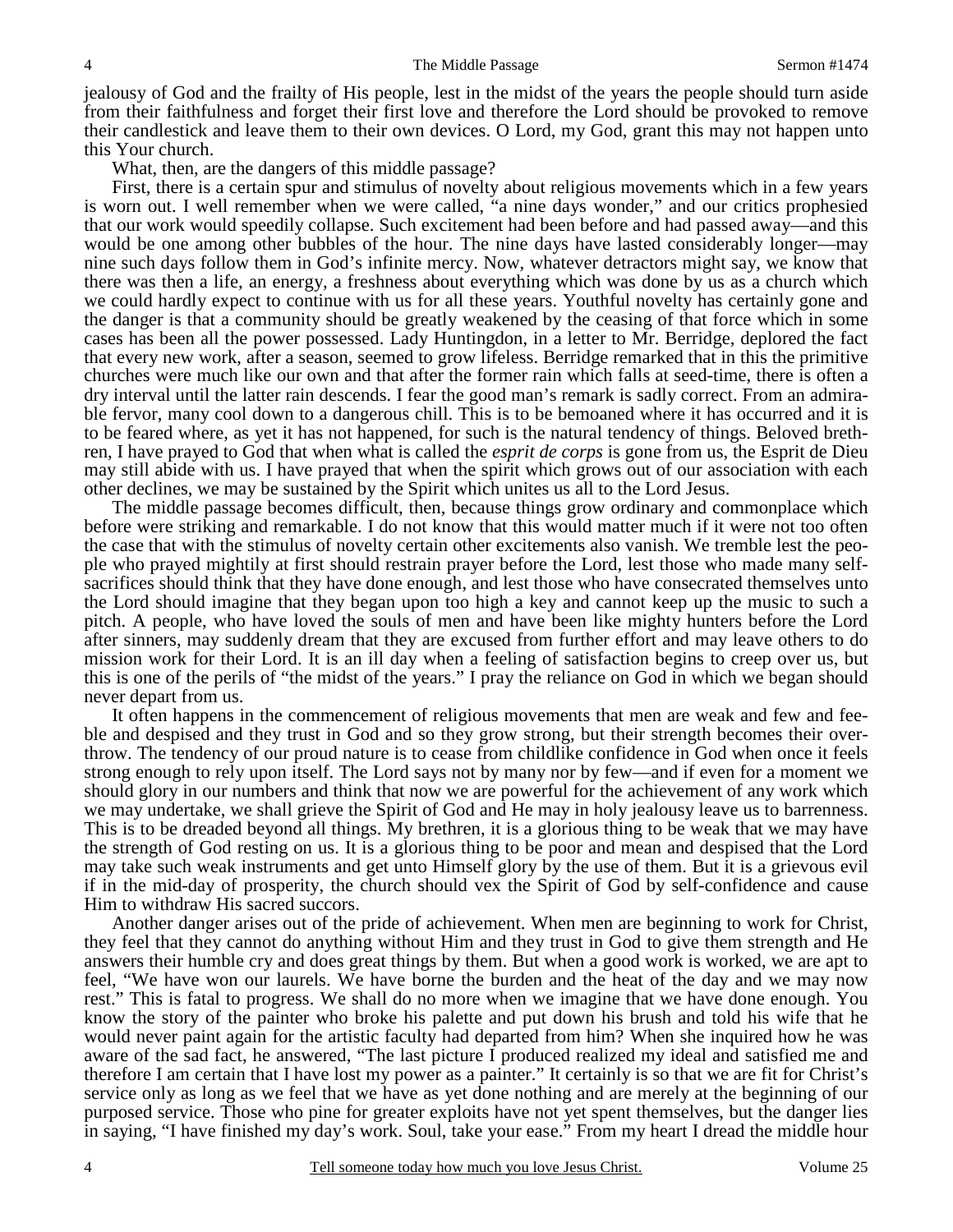jealousy of God and the frailty of His people, lest in the midst of the years the people should turn aside from their faithfulness and forget their first love and therefore the Lord should be provoked to remove their candlestick and leave them to their own devices. O Lord, my God, grant this may not happen unto this Your church.

What, then, are the dangers of this middle passage?

First, there is a certain spur and stimulus of novelty about religious movements which in a few years is worn out. I well remember when we were called, "a nine days wonder," and our critics prophesied that our work would speedily collapse. Such excitement had been before and had passed away—and this would be one among other bubbles of the hour. The nine days have lasted considerably longer—may nine such days follow them in God's infinite mercy. Now, whatever detractors might say, we know that there was then a life, an energy, a freshness about everything which was done by us as a church which we could hardly expect to continue with us for all these years. Youthful novelty has certainly gone and the danger is that a community should be greatly weakened by the ceasing of that force which in some cases has been all the power possessed. Lady Huntingdon, in a letter to Mr. Berridge, deplored the fact that every new work, after a season, seemed to grow lifeless. Berridge remarked that in this the primitive churches were much like our own and that after the former rain which falls at seed-time, there is often a dry interval until the latter rain descends. I fear the good man's remark is sadly correct. From an admirable fervor, many cool down to a dangerous chill. This is to be bemoaned where it has occurred and it is to be feared where, as yet it has not happened, for such is the natural tendency of things. Beloved brethren, I have prayed to God that when what is called the *esprit de corps* is gone from us, the Esprit de Dieu may still abide with us. I have prayed that when the spirit which grows out of our association with each other declines, we may be sustained by the Spirit which unites us all to the Lord Jesus.

The middle passage becomes difficult, then, because things grow ordinary and commonplace which before were striking and remarkable. I do not know that this would matter much if it were not too often the case that with the stimulus of novelty certain other excitements also vanish. We tremble lest the people who prayed mightily at first should restrain prayer before the Lord, lest those who made many self-sacrifices should think that they have done enough, and lest those who have consecrated themselves unto the Lord should imagine that they began upon too high a key and cannot keep up the music to such a pitch. A people, who have loved the souls of men and have been like mighty hunters before the Lord after sinners, may suddenly dream that they are excused from further effort and may leave others to do mission work for their Lord. It is an ill day when a feeling of satisfaction begins to creep over us, but this is one of the perils of "the midst of the years." I pray the reliance on God in which we began should never depart from us.

It often happens in the commencement of religious movements that men are weak and few and feeble and despised and they trust in God and so they grow strong, but their strength becomes their overthrow. The tendency of our proud nature is to cease from childlike confidence in God when once it feels strong enough to rely upon itself. The Lord says not by many nor by few—and if even for a moment we should glory in our numbers and think that now we are powerful for the achievement of any work which we may undertake, we shall grieve the Spirit of God and He may in holy jealousy leave us to barrenness. This is to be dreaded beyond all things. My brethren, it is a glorious thing to be weak that we may have the strength of God resting on us. It is a glorious thing to be poor and mean and despised that the Lord may take such weak instruments and get unto Himself glory by the use of them. But it is a grievous evil if in the mid-day of prosperity, the church should vex the Spirit of God by self-confidence and cause Him to withdraw His sacred succors.

Another danger arises out of the pride of achievement. When men are beginning to work for Christ, they feel that they cannot do anything without Him and they trust in God to give them strength and He answers their humble cry and does great things by them. But when a good work is worked, we are apt to feel, "We have won our laurels. We have borne the burden and the heat of the day and we may now rest." This is fatal to progress. We shall do no more when we imagine that we have done enough. You know the story of the painter who broke his palette and put down his brush and told his wife that he would never paint again for the artistic faculty had departed from him? When she inquired how he was aware of the sad fact, he answered, "The last picture I produced realized my ideal and satisfied me and therefore I am certain that I have lost my power as a painter." It certainly is so that we are fit for Christ's service only as long as we feel that we have as yet done nothing and are merely at the beginning of our purposed service. Those who pine for greater exploits have not yet spent themselves, but the danger lies in saying, "I have finished my day's work. Soul, take your ease." From my heart I dread the middle hour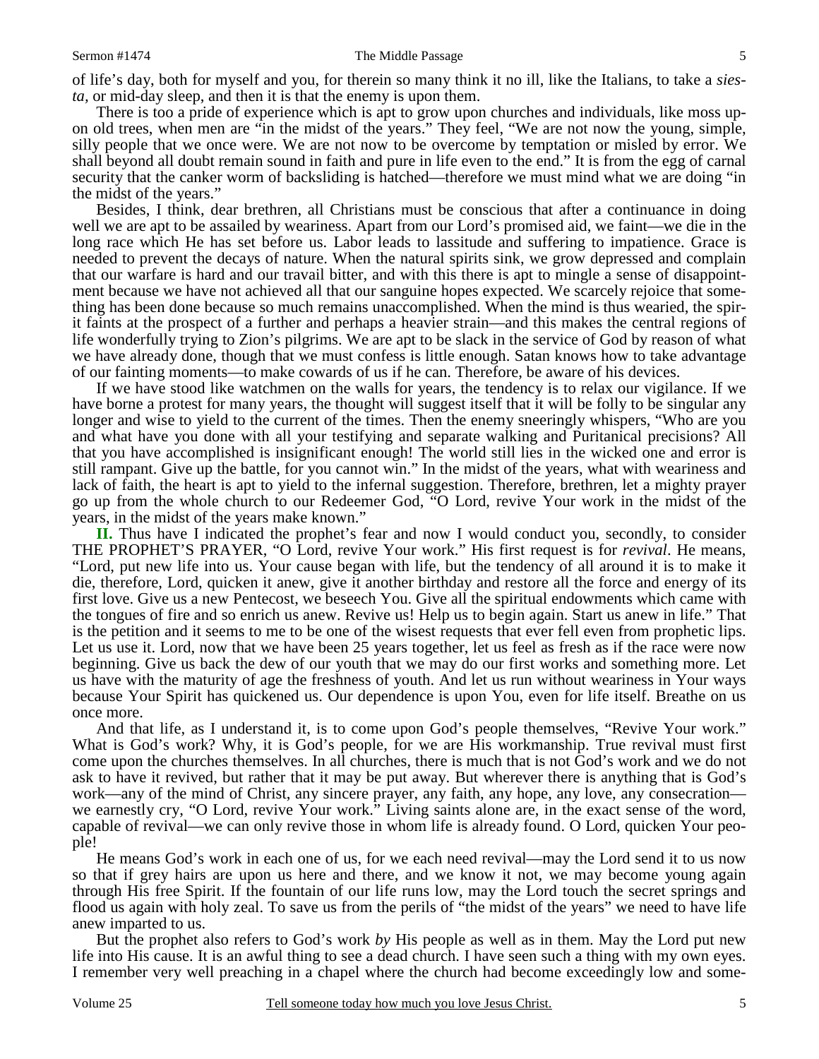of life's day, both for myself and you, for therein so many think it no ill, like the Italians, to take a *siesta,* or mid-day sleep, and then it is that the enemy is upon them.

There is too a pride of experience which is apt to grow upon churches and individuals, like moss upon old trees, when men are "in the midst of the years." They feel, "We are not now the young, simple, silly people that we once were. We are not now to be overcome by temptation or misled by error. We shall beyond all doubt remain sound in faith and pure in life even to the end." It is from the egg of carnal security that the canker worm of backsliding is hatched—therefore we must mind what we are doing "in the midst of the years."

Besides, I think, dear brethren, all Christians must be conscious that after a continuance in doing well we are apt to be assailed by weariness. Apart from our Lord's promised aid, we faint—we die in the long race which He has set before us. Labor leads to lassitude and suffering to impatience. Grace is needed to prevent the decays of nature. When the natural spirits sink, we grow depressed and complain that our warfare is hard and our travail bitter, and with this there is apt to mingle a sense of disappointment because we have not achieved all that our sanguine hopes expected. We scarcely rejoice that something has been done because so much remains unaccomplished. When the mind is thus wearied, the spirit faints at the prospect of a further and perhaps a heavier strain—and this makes the central regions of life wonderfully trying to Zion's pilgrims. We are apt to be slack in the service of God by reason of what we have already done, though that we must confess is little enough. Satan knows how to take advantage of our fainting moments—to make cowards of us if he can. Therefore, be aware of his devices.

If we have stood like watchmen on the walls for years, the tendency is to relax our vigilance. If we have borne a protest for many years, the thought will suggest itself that it will be folly to be singular any longer and wise to yield to the current of the times. Then the enemy sneeringly whispers, "Who are you and what have you done with all your testifying and separate walking and Puritanical precisions? All that you have accomplished is insignificant enough! The world still lies in the wicked one and error is still rampant. Give up the battle, for you cannot win." In the midst of the years, what with weariness and lack of faith, the heart is apt to yield to the infernal suggestion. Therefore, brethren, let a mighty prayer go up from the whole church to our Redeemer God, "O Lord, revive Your work in the midst of the years, in the midst of the years make known."

**II.** Thus have I indicated the prophet's fear and now I would conduct you, secondly, to consider THE PROPHET'S PRAYER, "O Lord, revive Your work." His first request is for *revival*. He means, "Lord, put new life into us. Your cause began with life, but the tendency of all around it is to make it die, therefore, Lord, quicken it anew, give it another birthday and restore all the force and energy of its first love. Give us a new Pentecost, we beseech You. Give all the spiritual endowments which came with the tongues of fire and so enrich us anew. Revive us! Help us to begin again. Start us anew in life." That is the petition and it seems to me to be one of the wisest requests that ever fell even from prophetic lips. Let us use it. Lord, now that we have been 25 years together, let us feel as fresh as if the race were now beginning. Give us back the dew of our youth that we may do our first works and something more. Let us have with the maturity of age the freshness of youth. And let us run without weariness in Your ways because Your Spirit has quickened us. Our dependence is upon You, even for life itself. Breathe on us once more.

And that life, as I understand it, is to come upon God's people themselves, "Revive Your work." What is God's work? Why, it is God's people, for we are His workmanship. True revival must first come upon the churches themselves. In all churches, there is much that is not God's work and we do not ask to have it revived, but rather that it may be put away. But wherever there is anything that is God's work—any of the mind of Christ, any sincere prayer, any faith, any hope, any love, any consecration—we earnestly cry, "O Lord, revive Your work." Living saints alone are, in the exact sense of the word, capable of revival—we can only revive those in whom life is already found. O Lord, quicken Your people!

He means God's work in each one of us, for we each need revival—may the Lord send it to us now so that if grey hairs are upon us here and there, and we know it not, we may become young again through His free Spirit. If the fountain of our life runs low, may the Lord touch the secret springs and flood us again with holy zeal. To save us from the perils of "the midst of the years" we need to have life anew imparted to us.

But the prophet also refers to God's work *by* His people as well as in them. May the Lord put new life into His cause. It is an awful thing to see a dead church. I have seen such a thing with my own eyes. I remember very well preaching in a chapel where the church had become exceedingly low and some-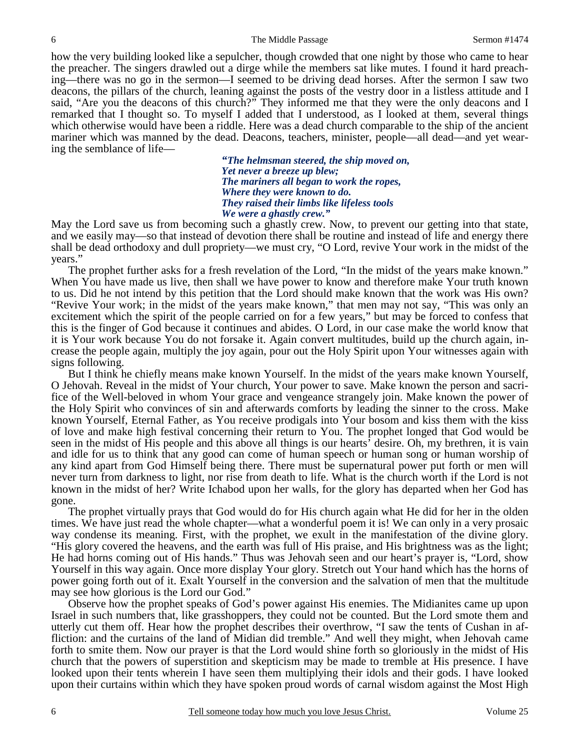how the very building looked like a sepulcher, though crowded that one night by those who came to hear the preacher. The singers drawled out a dirge while the members sat like mutes. I found it hard preaching—there was no go in the sermon—I seemed to be driving dead horses. After the sermon I saw two deacons, the pillars of the church, leaning against the posts of the vestry door in a listless attitude and I said, "Are you the deacons of this church?" They informed me that they were the only deacons and I remarked that I thought so. To myself I added that I understood, as I looked at them, several things which otherwise would have been a riddle. Here was a dead church comparable to the ship of the ancient mariner which was manned by the dead. Deacons, teachers, minister, people—all dead—and yet wearing the semblance of life—

> ***"The helmsman steered, the ship moved on,***
> ***Yet never a breeze up blew;***
> ***The mariners all began to work the ropes,***
> ***Where they were known to do.***
> ***They raised their limbs like lifeless tools***
> ***We were a ghastly crew."***

May the Lord save us from becoming such a ghastly crew. Now, to prevent our getting into that state, and we easily may—so that instead of devotion there shall be routine and instead of life and energy there shall be dead orthodoxy and dull propriety—we must cry, "O Lord, revive Your work in the midst of the years."

The prophet further asks for a fresh revelation of the Lord, "In the midst of the years make known." When You have made us live, then shall we have power to know and therefore make Your truth known to us. Did he not intend by this petition that the Lord should make known that the work was His own? "Revive Your work; in the midst of the years make known," that men may not say, "This was only an excitement which the spirit of the people carried on for a few years," but may be forced to confess that this is the finger of God because it continues and abides. O Lord, in our case make the world know that it is Your work because You do not forsake it. Again convert multitudes, build up the church again, increase the people again, multiply the joy again, pour out the Holy Spirit upon Your witnesses again with signs following.

But I think he chiefly means make known Yourself. In the midst of the years make known Yourself, O Jehovah. Reveal in the midst of Your church, Your power to save. Make known the person and sacrifice of the Well-beloved in whom Your grace and vengeance strangely join. Make known the power of the Holy Spirit who convinces of sin and afterwards comforts by leading the sinner to the cross. Make known Yourself, Eternal Father, as You receive prodigals into Your bosom and kiss them with the kiss of love and make high festival concerning their return to You. The prophet longed that God would be seen in the midst of His people and this above all things is our hearts' desire. Oh, my brethren, it is vain and idle for us to think that any good can come of human speech or human song or human worship of any kind apart from God Himself being there. There must be supernatural power put forth or men will never turn from darkness to light, nor rise from death to life. What is the church worth if the Lord is not known in the midst of her? Write Ichabod upon her walls, for the glory has departed when her God has gone.

The prophet virtually prays that God would do for His church again what He did for her in the olden times. We have just read the whole chapter—what a wonderful poem it is! We can only in a very prosaic way condense its meaning. First, with the prophet, we exult in the manifestation of the divine glory. "His glory covered the heavens, and the earth was full of His praise, and His brightness was as the light; He had horns coming out of His hands." Thus was Jehovah seen and our heart's prayer is, "Lord, show Yourself in this way again. Once more display Your glory. Stretch out Your hand which has the horns of power going forth out of it. Exalt Yourself in the conversion and the salvation of men that the multitude may see how glorious is the Lord our God."

Observe how the prophet speaks of God's power against His enemies. The Midianites came up upon Israel in such numbers that, like grasshoppers, they could not be counted. But the Lord smote them and utterly cut them off. Hear how the prophet describes their overthrow, "I saw the tents of Cushan in affliction: and the curtains of the land of Midian did tremble." And well they might, when Jehovah came forth to smite them. Now our prayer is that the Lord would shine forth so gloriously in the midst of His church that the powers of superstition and skepticism may be made to tremble at His presence. I have looked upon their tents wherein I have seen them multiplying their idols and their gods. I have looked upon their curtains within which they have spoken proud words of carnal wisdom against the Most High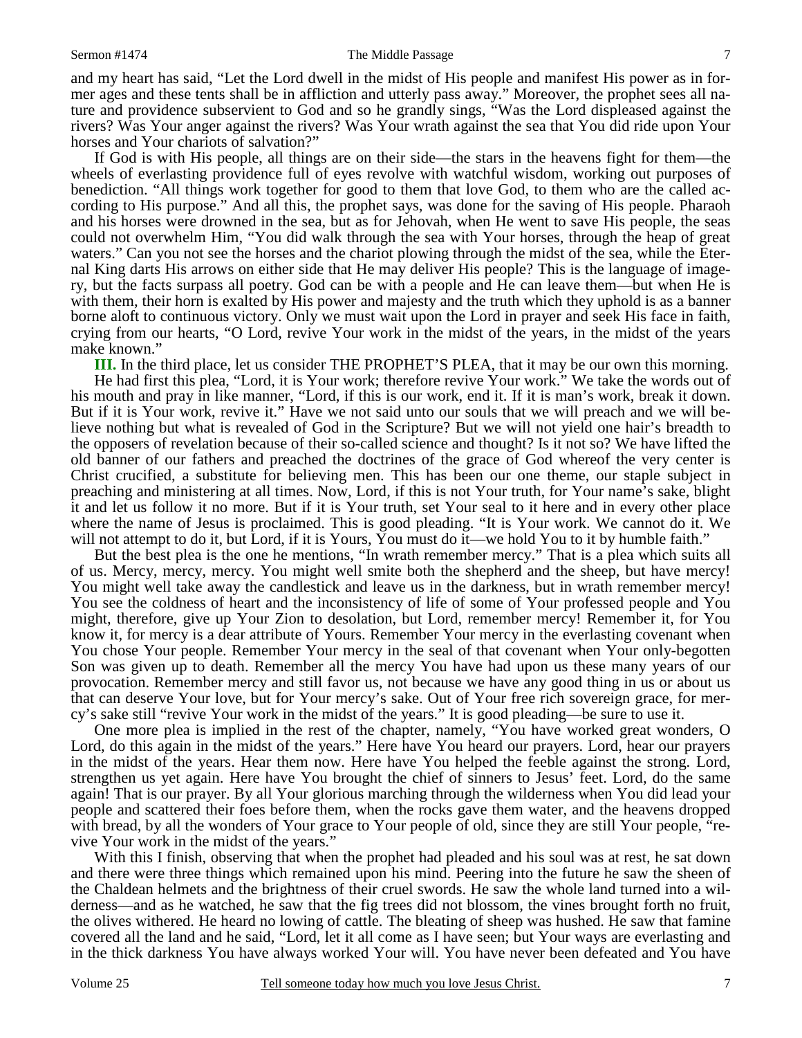and my heart has said, "Let the Lord dwell in the midst of His people and manifest His power as in former ages and these tents shall be in affliction and utterly pass away." Moreover, the prophet sees all nature and providence subservient to God and so he grandly sings, "Was the Lord displeased against the rivers? Was Your anger against the rivers? Was Your wrath against the sea that You did ride upon Your horses and Your chariots of salvation?"

If God is with His people, all things are on their side—the stars in the heavens fight for them—the wheels of everlasting providence full of eyes revolve with watchful wisdom, working out purposes of benediction. "All things work together for good to them that love God, to them who are the called according to His purpose." And all this, the prophet says, was done for the saving of His people. Pharaoh and his horses were drowned in the sea, but as for Jehovah, when He went to save His people, the seas could not overwhelm Him, "You did walk through the sea with Your horses, through the heap of great waters." Can you not see the horses and the chariot plowing through the midst of the sea, while the Eternal King darts His arrows on either side that He may deliver His people? This is the language of imagery, but the facts surpass all poetry. God can be with a people and He can leave them—but when He is with them, their horn is exalted by His power and majesty and the truth which they uphold is as a banner borne aloft to continuous victory. Only we must wait upon the Lord in prayer and seek His face in faith, crying from our hearts, "O Lord, revive Your work in the midst of the years, in the midst of the years make known."

**III.** In the third place, let us consider THE PROPHET'S PLEA, that it may be our own this morning.

He had first this plea, "Lord, it is Your work; therefore revive Your work." We take the words out of his mouth and pray in like manner, "Lord, if this is our work, end it. If it is man's work, break it down. But if it is Your work, revive it." Have we not said unto our souls that we will preach and we will believe nothing but what is revealed of God in the Scripture? But we will not yield one hair's breadth to the opposers of revelation because of their so-called science and thought? Is it not so? We have lifted the old banner of our fathers and preached the doctrines of the grace of God whereof the very center is Christ crucified, a substitute for believing men. This has been our one theme, our staple subject in preaching and ministering at all times. Now, Lord, if this is not Your truth, for Your name's sake, blight it and let us follow it no more. But if it is Your truth, set Your seal to it here and in every other place where the name of Jesus is proclaimed. This is good pleading. "It is Your work. We cannot do it. We will not attempt to do it, but Lord, if it is Yours, You must do it—we hold You to it by humble faith."

But the best plea is the one he mentions, "In wrath remember mercy." That is a plea which suits all of us. Mercy, mercy, mercy. You might well smite both the shepherd and the sheep, but have mercy! You might well take away the candlestick and leave us in the darkness, but in wrath remember mercy! You see the coldness of heart and the inconsistency of life of some of Your professed people and You might, therefore, give up Your Zion to desolation, but Lord, remember mercy! Remember it, for You know it, for mercy is a dear attribute of Yours. Remember Your mercy in the everlasting covenant when You chose Your people. Remember Your mercy in the seal of that covenant when Your only-begotten Son was given up to death. Remember all the mercy You have had upon us these many years of our provocation. Remember mercy and still favor us, not because we have any good thing in us or about us that can deserve Your love, but for Your mercy's sake. Out of Your free rich sovereign grace, for mercy's sake still "revive Your work in the midst of the years." It is good pleading—be sure to use it.

One more plea is implied in the rest of the chapter, namely, "You have worked great wonders, O Lord, do this again in the midst of the years." Here have You heard our prayers. Lord, hear our prayers in the midst of the years. Hear them now. Here have You helped the feeble against the strong. Lord, strengthen us yet again. Here have You brought the chief of sinners to Jesus' feet. Lord, do the same again! That is our prayer. By all Your glorious marching through the wilderness when You did lead your people and scattered their foes before them, when the rocks gave them water, and the heavens dropped with bread, by all the wonders of Your grace to Your people of old, since they are still Your people, "revive Your work in the midst of the years."

With this I finish, observing that when the prophet had pleaded and his soul was at rest, he sat down and there were three things which remained upon his mind. Peering into the future he saw the sheen of the Chaldean helmets and the brightness of their cruel swords. He saw the whole land turned into a wilderness—and as he watched, he saw that the fig trees did not blossom, the vines brought forth no fruit, the olives withered. He heard no lowing of cattle. The bleating of sheep was hushed. He saw that famine covered all the land and he said, "Lord, let it all come as I have seen; but Your ways are everlasting and in the thick darkness You have always worked Your will. You have never been defeated and You have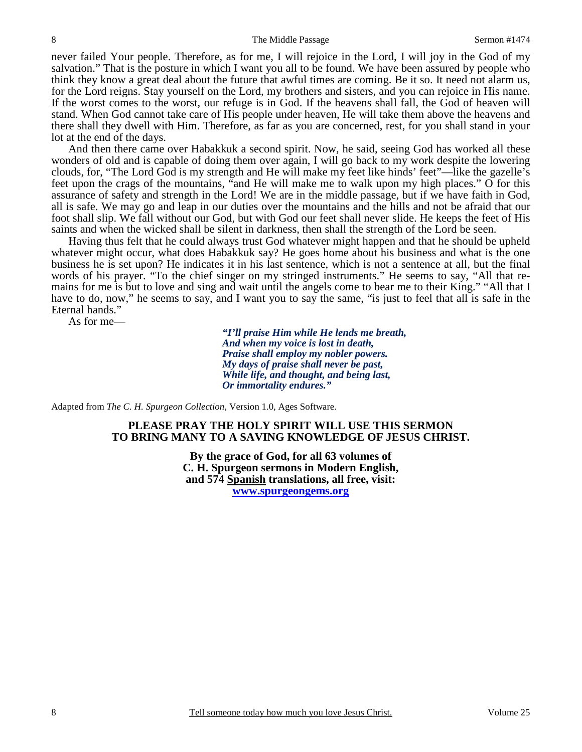never failed Your people. Therefore, as for me, I will rejoice in the Lord, I will joy in the God of my salvation." That is the posture in which I want you all to be found. We have been assured by people who think they know a great deal about the future that awful times are coming. Be it so. It need not alarm us, for the Lord reigns. Stay yourself on the Lord, my brothers and sisters, and you can rejoice in His name. If the worst comes to the worst, our refuge is in God. If the heavens shall fall, the God of heaven will stand. When God cannot take care of His people under heaven, He will take them above the heavens and there shall they dwell with Him. Therefore, as far as you are concerned, rest, for you shall stand in your lot at the end of the days.

And then there came over Habakkuk a second spirit. Now, he said, seeing God has worked all these wonders of old and is capable of doing them over again, I will go back to my work despite the lowering clouds, for, "The Lord God is my strength and He will make my feet like hinds' feet"—like the gazelle's feet upon the crags of the mountains, "and He will make me to walk upon my high places." O for this assurance of safety and strength in the Lord! We are in the middle passage, but if we have faith in God, all is safe. We may go and leap in our duties over the mountains and the hills and not be afraid that our foot shall slip. We fall without our God, but with God our feet shall never slide. He keeps the feet of His saints and when the wicked shall be silent in darkness, then shall the strength of the Lord be seen.

Having thus felt that he could always trust God whatever might happen and that he should be upheld whatever might occur, what does Habakkuk say? He goes home about his business and what is the one business he is set upon? He indicates it in his last sentence, which is not a sentence at all, but the final words of his prayer. "To the chief singer on my stringed instruments." He seems to say, "All that remains for me is but to love and sing and wait until the angels come to bear me to their King." "All that I have to do, now," he seems to say, and I want you to say the same, "is just to feel that all is safe in the Eternal hands."

As for me—

> ***"I'll praise Him while He lends me breath,***
> ***And when my voice is lost in death,***
> ***Praise shall employ my nobler powers.***
> ***My days of praise shall never be past,***
> ***While life, and thought, and being last,***
> ***Or immortality endures."***

Adapted from *The C. H. Spurgeon Collection*, Version 1.0, Ages Software.

**PLEASE PRAY THE HOLY SPIRIT WILL USE THIS SERMON TO BRING MANY TO A SAVING KNOWLEDGE OF JESUS CHRIST.**

**By the grace of God, for all 63 volumes of C. H. Spurgeon sermons in Modern English, and 574 Spanish translations, all free, visit: www.spurgeongems.org**

Tell someone today how much you love Jesus Christ.